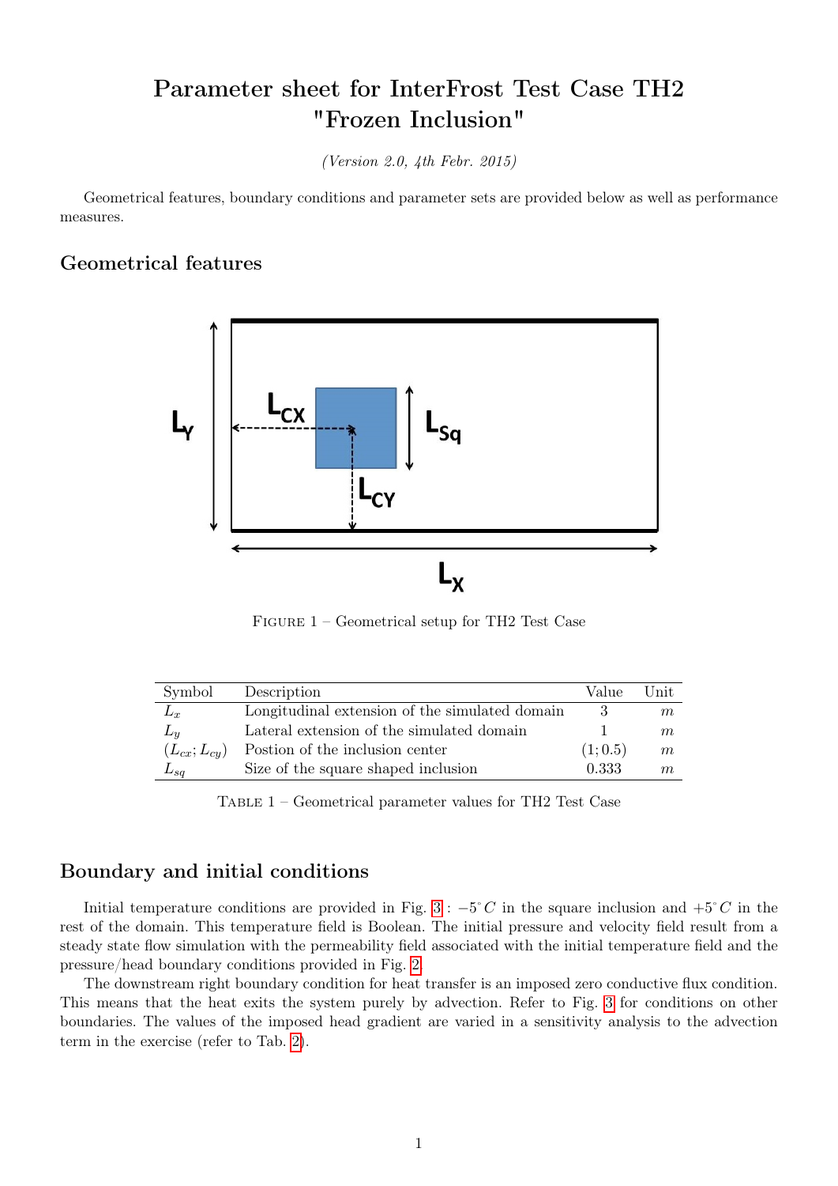# Parameter sheet for InterFrost Test Case TH2 "Frozen Inclusion"

*(Version 2.0, 4th Febr. 2015)*

Geometrical features, boundary conditions and parameter sets are provided below as well as performance measures.

## Geometrical features

FIGURE 1 – Geometrical setup for TH2 Test Case

| Symbol | Description | Value | Unit |
|---|---|---|---|
| $L_x$ | Longitudinal extension of the simulated domain | 3 | $m$ |
| $L_y$ | Lateral extension of the simulated domain | 1 | $m$ |
| $(L_{cx}; L_{cy})$ | Postion of the inclusion center | $(1; 0.5)$ | $m$ |
| $L_{sq}$ | Size of the square shaped inclusion | 0.333 | $m$ |

TABLE 1 – Geometrical parameter values for TH2 Test Case

## Boundary and initial conditions

Initial temperature conditions are provided in Fig. 3 : $-5^{\circ}C$ in the square inclusion and $+5^{\circ}C$ in the rest of the domain. This temperature field is Boolean. The initial pressure and velocity field result from a steady state flow simulation with the permeability field associated with the initial temperature field and the pressure/head boundary conditions provided in Fig. 2.

The downstream right boundary condition for heat transfer is an imposed zero conductive flux condition. This means that the heat exits the system purely by advection. Refer to Fig. 3 for conditions on other boundaries. The values of the imposed head gradient are varied in a sensitivity analysis to the advection term in the exercise (refer to Tab. 2).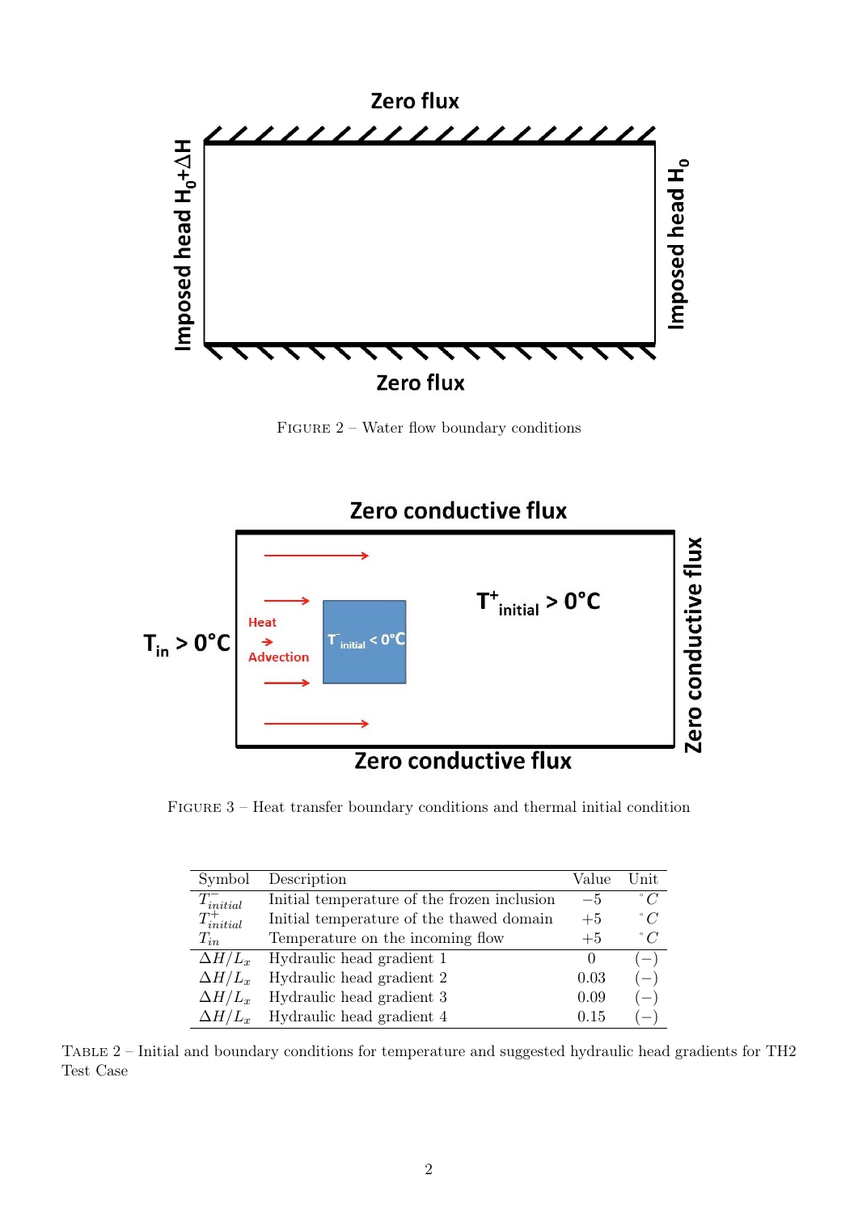Figure 2 – Water flow boundary conditions

Figure 3 – Heat transfer boundary conditions and thermal initial condition

| Symbol | Description | Value | Unit |
|---|---|---|---|
| $T^-_{initial}$ | Initial temperature of the frozen inclusion | $-5$ | $^\circ C$ |
| $T^+_{initial}$ | Initial temperature of the thawed domain | $+5$ | $^\circ C$ |
| $T_{in}$ | Temperature on the incoming flow | $+5$ | $^\circ C$ |
| $\Delta H/L_x$ | Hydraulic head gradient 1 | 0 | $(-)$ |
| $\Delta H/L_x$ | Hydraulic head gradient 2 | 0.03 | $(-)$ |
| $\Delta H/L_x$ | Hydraulic head gradient 3 | 0.09 | $(-)$ |
| $\Delta H/L_x$ | Hydraulic head gradient 4 | 0.15 | $(-)$ |

Table 2 – Initial and boundary conditions for temperature and suggested hydraulic head gradients for TH2 Test Case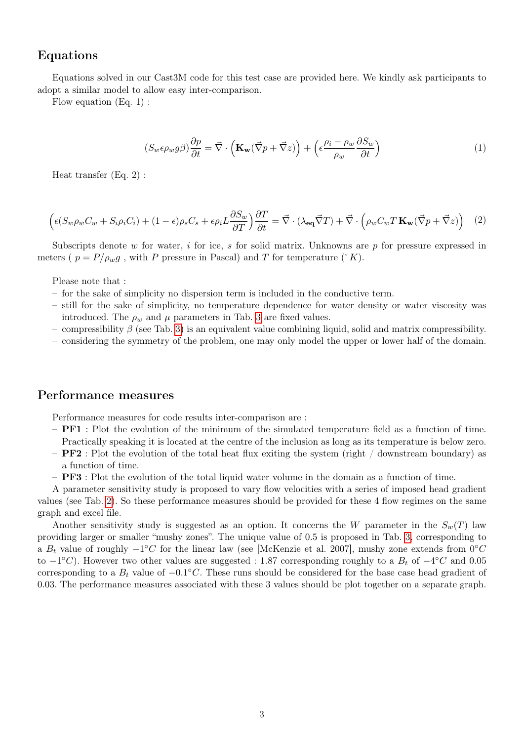## Equations

Equations solved in our Cast3M code for this test case are provided here. We kindly ask participants to adopt a similar model to allow easy inter-comparison.

Flow equation (Eq. 1) :

$$(S_w \epsilon \rho_w g \beta)\frac{\partial p}{\partial t} = \vec{\nabla} \cdot \left(\mathbf{K_w}(\vec{\nabla} p + \vec{\nabla} z)\right) + \left(\epsilon \frac{\rho_i - \rho_w}{\rho_w}\frac{\partial S_w}{\partial t}\right) \tag{1}$$

Heat transfer (Eq. 2) :

$$\left(\epsilon(S_w \rho_w C_w + S_i \rho_i C_i) + (1-\epsilon)\rho_s C_s + \epsilon \rho_i L \frac{\partial S_w}{\partial T}\right)\frac{\partial T}{\partial t} = \vec{\nabla} \cdot (\lambda_{\mathbf{eq}} \vec{\nabla} T) + \vec{\nabla} \cdot \left(\rho_w C_w T \, \mathbf{K_w}(\vec{\nabla} p + \vec{\nabla} z)\right) \tag{2}$$

Subscripts denote $w$ for water, $i$ for ice, $s$ for solid matrix. Unknowns are $p$ for pressure expressed in meters ( $p = P/\rho_w g$ , with $P$ pressure in Pascal) and $T$ for temperature ($^\circ K$).

Please note that :

- for the sake of simplicity no dispersion term is included in the conductive term.
- still for the sake of simplicity, no temperature dependence for water density or water viscosity was introduced. The $\rho_w$ and $\mu$ parameters in Tab. 3 are fixed values.
- compressibility $\beta$ (see Tab. 3) is an equivalent value combining liquid, solid and matrix compressibility.
- considering the symmetry of the problem, one may only model the upper or lower half of the domain.

## Performance measures

Performance measures for code results inter-comparison are :

- **PF1** : Plot the evolution of the minimum of the simulated temperature field as a function of time. Practically speaking it is located at the centre of the inclusion as long as its temperature is below zero.
- **PF2** : Plot the evolution of the total heat flux exiting the system (right / downstream boundary) as a function of time.
- **PF3** : Plot the evolution of the total liquid water volume in the domain as a function of time.

A parameter sensitivity study is proposed to vary flow velocities with a series of imposed head gradient values (see Tab. 2). So these performance measures should be provided for these 4 flow regimes on the same graph and excel file.

Another sensitivity study is suggested as an option. It concerns the $W$ parameter in the $S_w(T)$ law providing larger or smaller "mushy zones". The unique value of 0.5 is proposed in Tab. 3, corresponding to a $B_t$ value of roughly $-1^\circ C$ for the linear law (see [McKenzie et al. 2007], mushy zone extends from $0^\circ C$ to $-1^\circ C$). However two other values are suggested : 1.87 corresponding roughly to a $B_t$ of $-4^\circ C$ and 0.05 corresponding to a $B_t$ value of $-0.1^\circ C$. These runs should be considered for the base case head gradient of 0.03. The performance measures associated with these 3 values should be plot together on a separate graph.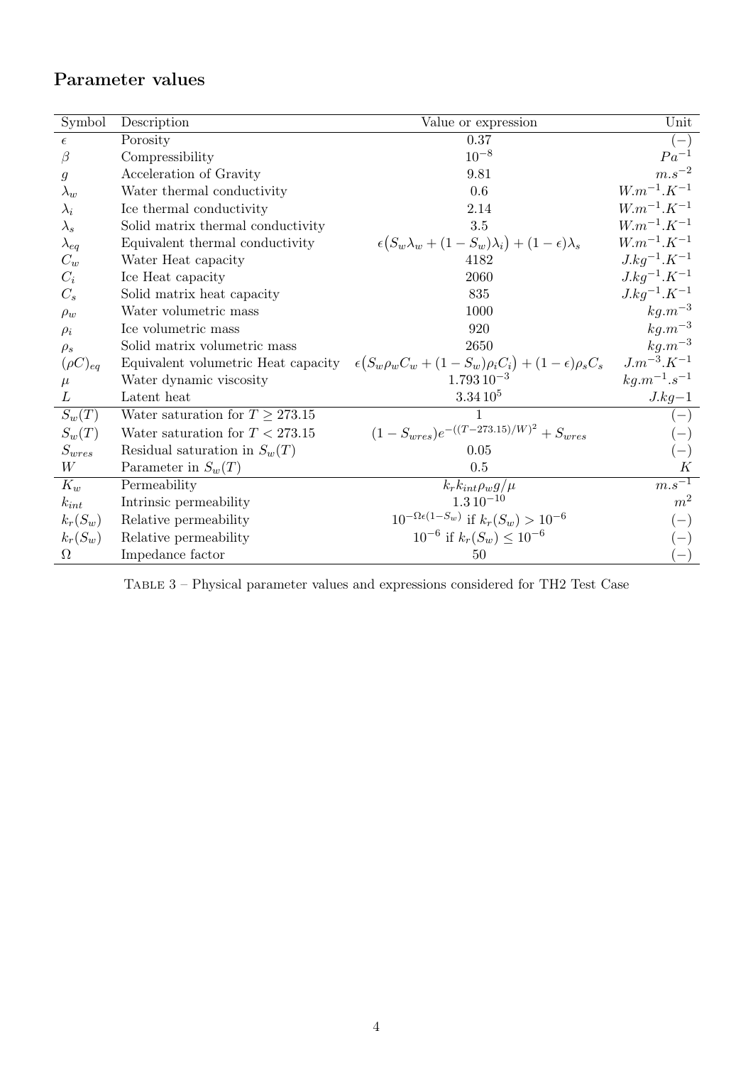## Parameter values

| Symbol | Description | Value or expression | Unit |
|---|---|---|---|
| $\epsilon$ | Porosity | 0.37 | $(-)$ |
| $\beta$ | Compressibility | $10^{-8}$ | $Pa^{-1}$ |
| $g$ | Acceleration of Gravity | 9.81 | $m.s^{-2}$ |
| $\lambda_w$ | Water thermal conductivity | 0.6 | $W.m^{-1}.K^{-1}$ |
| $\lambda_i$ | Ice thermal conductivity | 2.14 | $W.m^{-1}.K^{-1}$ |
| $\lambda_s$ | Solid matrix thermal conductivity | 3.5 | $W.m^{-1}.K^{-1}$ |
| $\lambda_{eq}$ | Equivalent thermal conductivity | $\epsilon\big(S_w\lambda_w + (1-S_w)\lambda_i\big) + (1-\epsilon)\lambda_s$ | $W.m^{-1}.K^{-1}$ |
| $C_w$ | Water Heat capacity | 4182 | $J.kg^{-1}.K^{-1}$ |
| $C_i$ | Ice Heat capacity | 2060 | $J.kg^{-1}.K^{-1}$ |
| $C_s$ | Solid matrix heat capacity | 835 | $J.kg^{-1}.K^{-1}$ |
| $\rho_w$ | Water volumetric mass | 1000 | $kg.m^{-3}$ |
| $\rho_i$ | Ice volumetric mass | 920 | $kg.m^{-3}$ |
| $\rho_s$ | Solid matrix volumetric mass | 2650 | $kg.m^{-3}$ |
| $(\rho C)_{eq}$ | Equivalent volumetric Heat capacity | $\epsilon\big(S_w\rho_w C_w + (1-S_w)\rho_i C_i\big) + (1-\epsilon)\rho_s C_s$ | $J.m^{-3}.K^{-1}$ |
| $\mu$ | Water dynamic viscosity | $1.793\,10^{-3}$ | $kg.m^{-1}.s^{-1}$ |
| $L$ | Latent heat | $3.34\,10^{5}$ | $J.kg{-1}$ |
| $S_w(T)$ | Water saturation for $T \geq 273.15$ | 1 | $(-)$ |
| $S_w(T)$ | Water saturation for $T < 273.15$ | $(1-S_{wres})e^{-((T-273.15)/W)^2} + S_{wres}$ | $(-)$ |
| $S_{wres}$ | Residual saturation in $S_w(T)$ | 0.05 | $(-)$ |
| $W$ | Parameter in $S_w(T)$ | 0.5 | $K$ |
| $K_w$ | Permeability | $k_r k_{int}\rho_w g/\mu$ | $m.s^{-1}$ |
| $k_{int}$ | Intrinsic permeability | $1.3\,10^{-10}$ | $m^2$ |
| $k_r(S_w)$ | Relative permeability | $10^{-\Omega\epsilon(1-S_w)}$ if $k_r(S_w) > 10^{-6}$ | $(-)$ |
| $k_r(S_w)$ | Relative permeability | $10^{-6}$ if $k_r(S_w) \leq 10^{-6}$ | $(-)$ |
| $\Omega$ | Impedance factor | 50 | $(-)$ |

TABLE 3 – Physical parameter values and expressions considered for TH2 Test Case